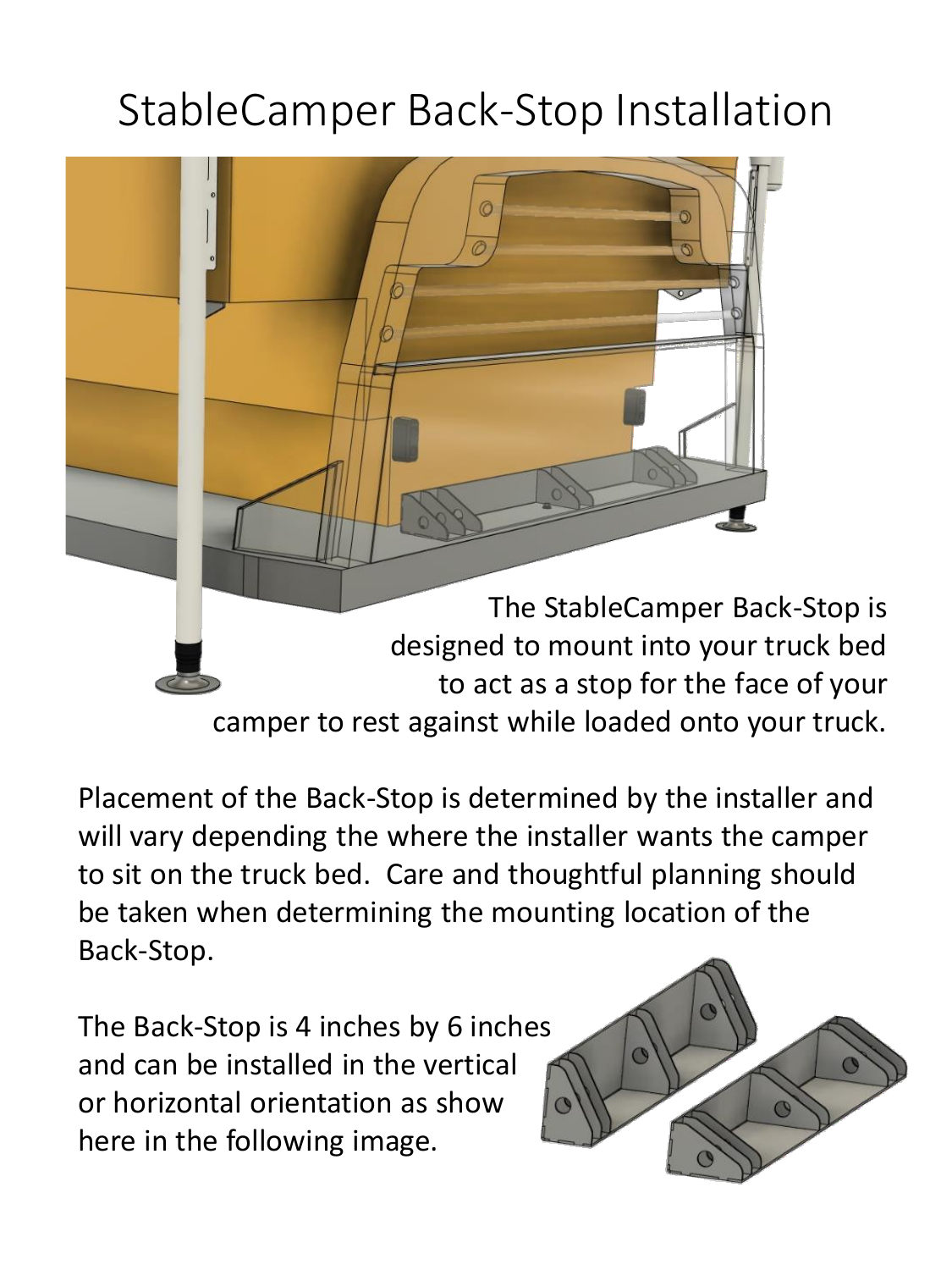# StableCamper Back-Stop Installation

The StableCamper Back-Stop is designed to mount into your truck bed to act as a stop for the face of your camper to rest against while loaded onto your truck.

Placement of the Back-Stop is determined by the installer and will vary depending the where the installer wants the camper to sit on the truck bed. Care and thoughtful planning should be taken when determining the mounting location of the Back-Stop.

The Back-Stop is 4 inches by 6 inches and can be installed in the vertical or horizontal orientation as show here in the following image.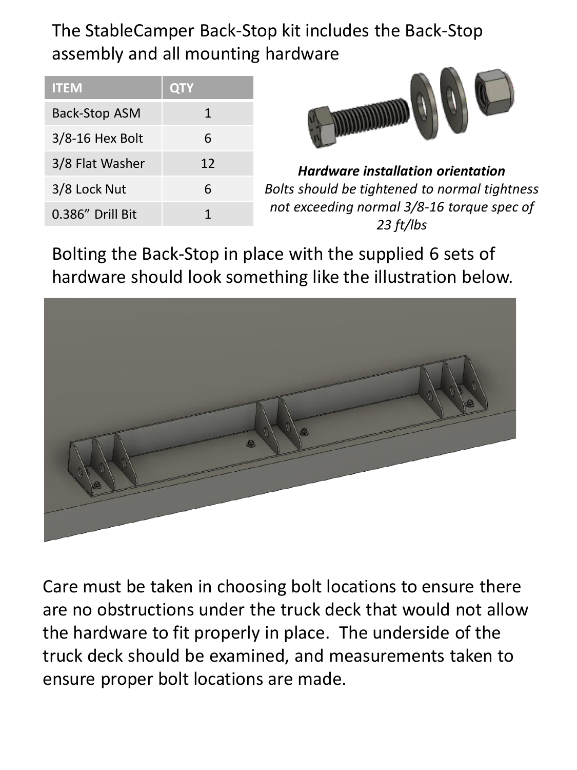The StableCamper Back-Stop kit includes the Back-Stop assembly and all mounting hardware

| ITEM | QTY |
| --- | --- |
| Back-Stop ASM | 1 |
| 3/8-16 Hex Bolt | 6 |
| 3/8 Flat Washer | 12 |
| 3/8 Lock Nut | 6 |
| 0.386" Drill Bit | 1 |

***Hardware installation orientation***

*Bolts should be tightened to normal tightness not exceeding normal 3/8-16 torque spec of 23 ft/lbs*

Bolting the Back-Stop in place with the supplied 6 sets of hardware should look something like the illustration below.

Care must be taken in choosing bolt locations to ensure there are no obstructions under the truck deck that would not allow the hardware to fit properly in place. The underside of the truck deck should be examined, and measurements taken to ensure proper bolt locations are made.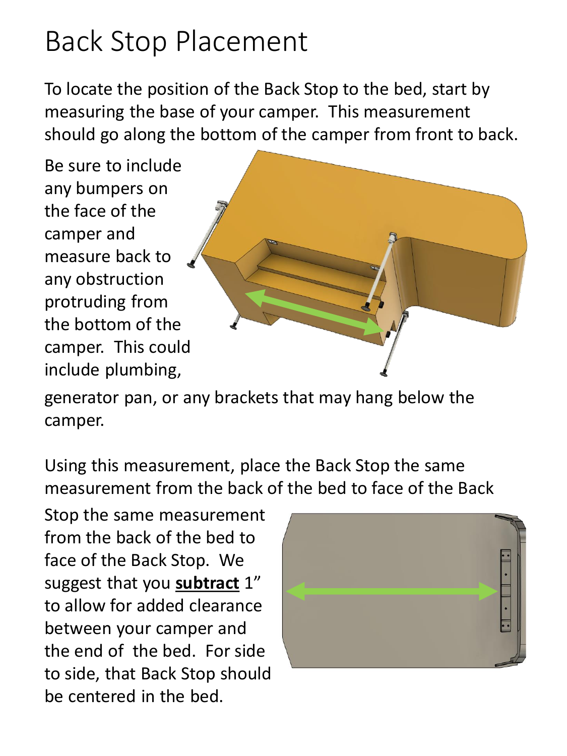# Back Stop Placement

To locate the position of the Back Stop to the bed, start by measuring the base of your camper. This measurement should go along the bottom of the camper from front to back.

Be sure to include any bumpers on the face of the camper and measure back to any obstruction protruding from the bottom of the camper. This could include plumbing, generator pan, or any brackets that may hang below the camper.

Using this measurement, place the Back Stop the same measurement from the back of the bed to face of the Back Stop the same measurement from the back of the bed to face of the Back Stop. We suggest that you **subtract** 1" to allow for added clearance between your camper and the end of the bed. For side to side, that Back Stop should be centered in the bed.